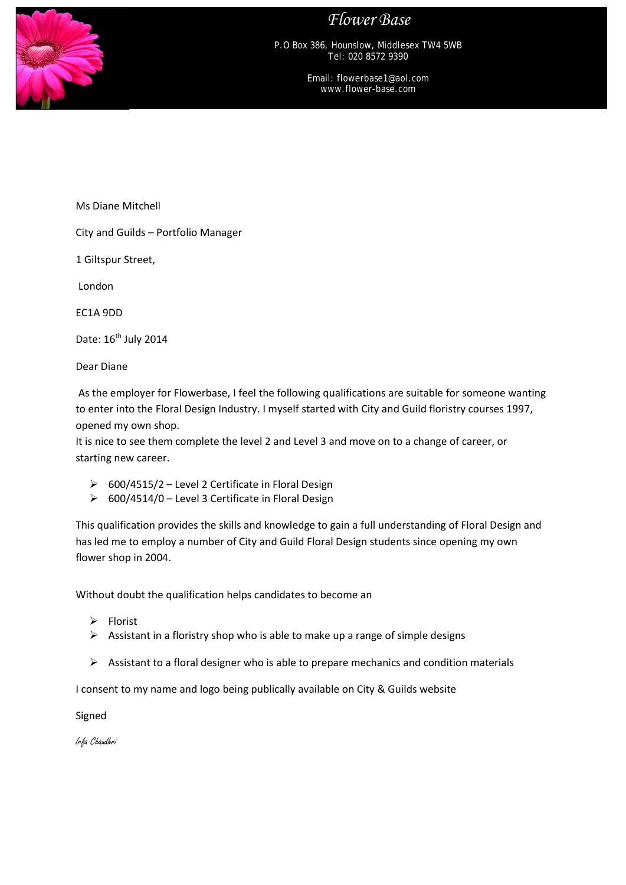# Flower Base

P.O Box 386, Hounslow, Middlesex TW4 5WB
Tel: 020 8572 9390

Email: flowerbase1@aol.com
www.flower-base.com

Ms Diane Mitchell

City and Guilds – Portfolio Manager

1 Giltspur Street,

London

EC1A 9DD

Date: 16th July 2014

Dear Diane

As the employer for Flowerbase, I feel the following qualifications are suitable for someone wanting to enter into the Floral Design Industry. I myself started with City and Guild floristry courses 1997, opened my own shop.
It is nice to see them complete the level 2 and Level 3 and move on to a change of career, or starting new career.

- 600/4515/2 – Level 2 Certificate in Floral Design
- 600/4514/0 – Level 3 Certificate in Floral Design

This qualification provides the skills and knowledge to gain a full understanding of Floral Design and has led me to employ a number of City and Guild Floral Design students since opening my own flower shop in 2004.

Without doubt the qualification helps candidates to become an

- Florist
- Assistant in a floristry shop who is able to make up a range of simple designs
- Assistant to a floral designer who is able to prepare mechanics and condition materials

I consent to my name and logo being publically available on City & Guilds website

Signed

*Irfa Chaudhri*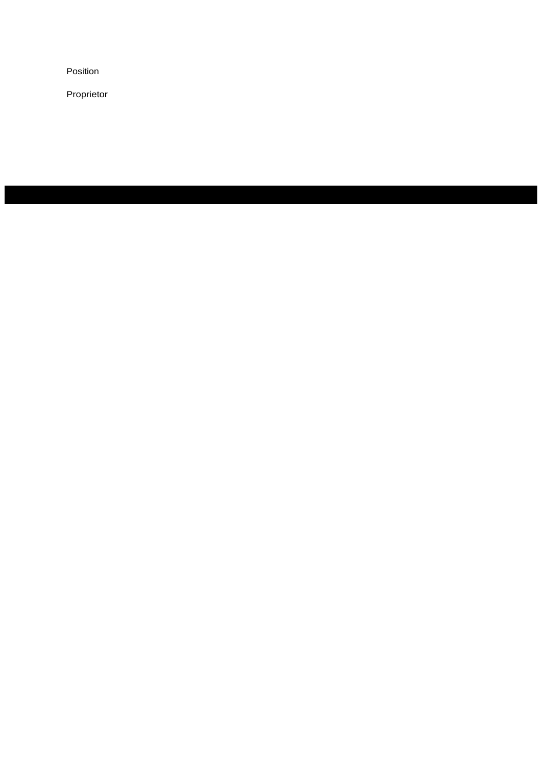Position

Proprietor